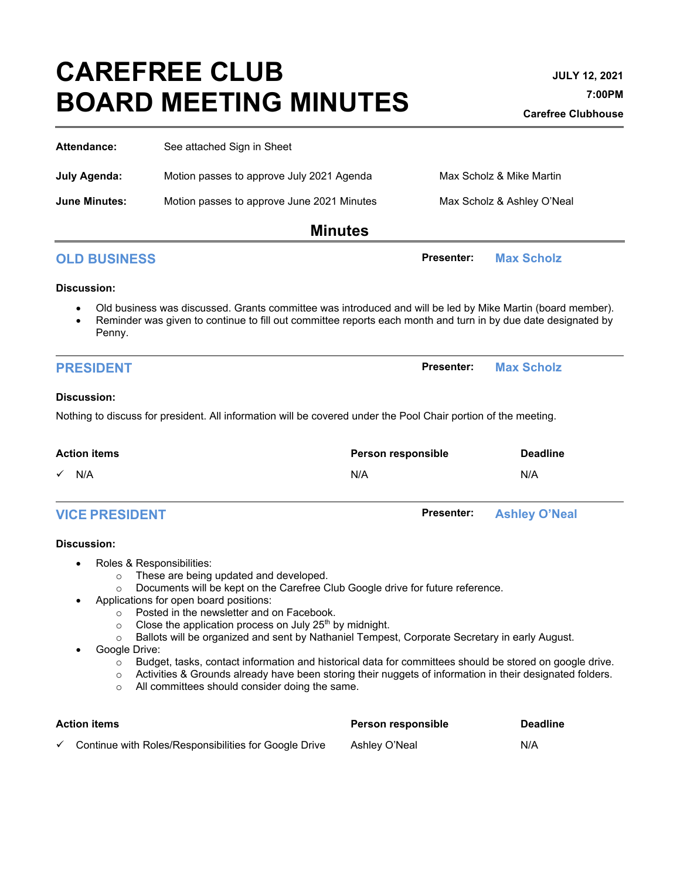# CAREFREE CLUB BOARD MEETING MINUTES

**JULY 12, 2021**

**7:00PM**

**Carefree Clubhouse**

| | | |
|---|---|---|
| **Attendance:** | See attached Sign in Sheet | |
| **July Agenda:** | Motion passes to approve July 2021 Agenda | Max Scholz & Mike Martin |
| **June Minutes:** | Motion passes to approve June 2021 Minutes | Max Scholz & Ashley O'Neal |

## Minutes

### OLD BUSINESS

**Presenter:** Max Scholz

**Discussion:**

- Old business was discussed. Grants committee was introduced and will be led by Mike Martin (board member).
- Reminder was given to continue to fill out committee reports each month and turn in by due date designated by Penny.

### PRESIDENT

**Presenter:** Max Scholz

**Discussion:**

Nothing to discuss for president. All information will be covered under the Pool Chair portion of the meeting.

| Action items | Person responsible | Deadline |
|---|---|---|
| ✓ N/A | N/A | N/A |

### VICE PRESIDENT

**Presenter:** Ashley O'Neal

**Discussion:**

- Roles & Responsibilities:
  - These are being updated and developed.
  - Documents will be kept on the Carefree Club Google drive for future reference.
- Applications for open board positions:
  - Posted in the newsletter and on Facebook.
  - Close the application process on July 25th by midnight.
  - Ballots will be organized and sent by Nathaniel Tempest, Corporate Secretary in early August.
- Google Drive:
  - Budget, tasks, contact information and historical data for committees should be stored on google drive.
  - Activities & Grounds already have been storing their nuggets of information in their designated folders.
  - All committees should consider doing the same.

| Action items | Person responsible | Deadline |
|---|---|---|
| ✓ Continue with Roles/Responsibilities for Google Drive | Ashley O'Neal | N/A |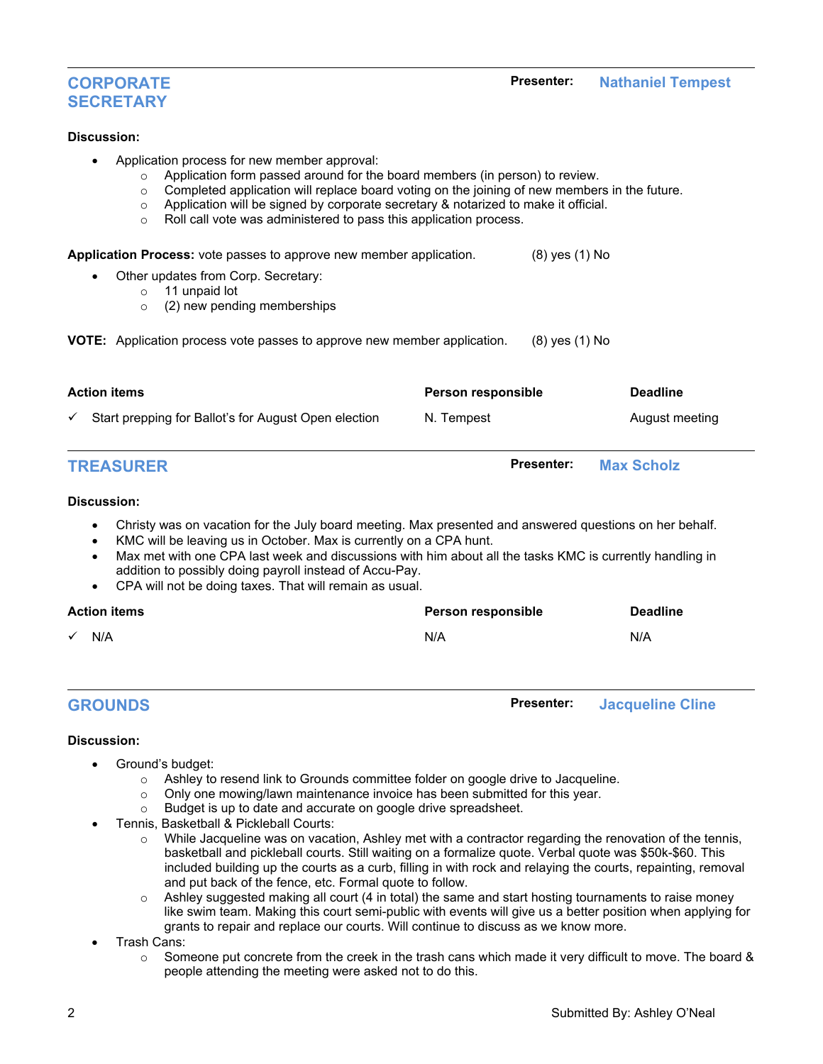## CORPORATE SECRETARY

**Presenter:** Nathaniel Tempest

**Discussion:**

- Application process for new member approval:
  - Application form passed around for the board members (in person) to review.
  - Completed application will replace board voting on the joining of new members in the future.
  - Application will be signed by corporate secretary & notarized to make it official.
  - Roll call vote was administered to pass this application process.

**Application Process:** vote passes to approve new member application. (8) yes (1) No

- Other updates from Corp. Secretary:
  - 11 unpaid lot
  - (2) new pending memberships

**VOTE:** Application process vote passes to approve new member application. (8) yes (1) No

| Action items | Person responsible | Deadline |
|---|---|---|
| ✓ Start prepping for Ballot's for August Open election | N. Tempest | August meeting |

## TREASURER

**Presenter:** Max Scholz

**Discussion:**

- Christy was on vacation for the July board meeting. Max presented and answered questions on her behalf.
- KMC will be leaving us in October. Max is currently on a CPA hunt.
- Max met with one CPA last week and discussions with him about all the tasks KMC is currently handling in addition to possibly doing payroll instead of Accu-Pay.
- CPA will not be doing taxes. That will remain as usual.

| Action items | Person responsible | Deadline |
|---|---|---|
| ✓ N/A | N/A | N/A |

## GROUNDS

**Presenter:** Jacqueline Cline

**Discussion:**

- Ground's budget:
  - Ashley to resend link to Grounds committee folder on google drive to Jacqueline.
  - Only one mowing/lawn maintenance invoice has been submitted for this year.
  - Budget is up to date and accurate on google drive spreadsheet.
- Tennis, Basketball & Pickleball Courts:
  - While Jacqueline was on vacation, Ashley met with a contractor regarding the renovation of the tennis, basketball and pickleball courts. Still waiting on a formalize quote. Verbal quote was $50k-$60. This included building up the courts as a curb, filling in with rock and relaying the courts, repainting, removal and put back of the fence, etc. Formal quote to follow.
  - Ashley suggested making all court (4 in total) the same and start hosting tournaments to raise money like swim team. Making this court semi-public with events will give us a better position when applying for grants to repair and replace our courts. Will continue to discuss as we know more.
- Trash Cans:
  - Someone put concrete from the creek in the trash cans which made it very difficult to move. The board & people attending the meeting were asked not to do this.

Submitted By: Ashley O'Neal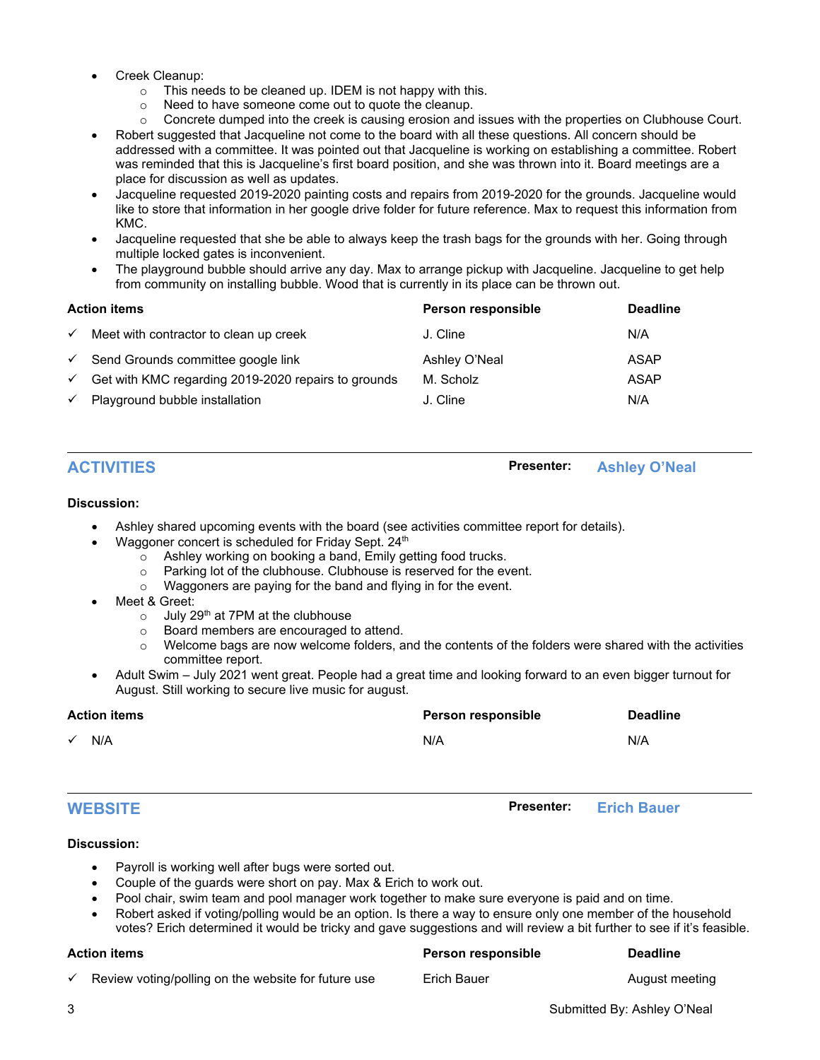- Creek Cleanup:
  - This needs to be cleaned up. IDEM is not happy with this.
  - Need to have someone come out to quote the cleanup.
  - Concrete dumped into the creek is causing erosion and issues with the properties on Clubhouse Court.
- Robert suggested that Jacqueline not come to the board with all these questions. All concern should be addressed with a committee. It was pointed out that Jacqueline is working on establishing a committee. Robert was reminded that this is Jacqueline's first board position, and she was thrown into it. Board meetings are a place for discussion as well as updates.
- Jacqueline requested 2019-2020 painting costs and repairs from 2019-2020 for the grounds. Jacqueline would like to store that information in her google drive folder for future reference. Max to request this information from KMC.
- Jacqueline requested that she be able to always keep the trash bags for the grounds with her. Going through multiple locked gates is inconvenient.
- The playground bubble should arrive any day. Max to arrange pickup with Jacqueline. Jacqueline to get help from community on installing bubble. Wood that is currently in its place can be thrown out.

| Action items | Person responsible | Deadline |
|---|---|---|
| ✓ Meet with contractor to clean up creek | J. Cline | N/A |
| ✓ Send Grounds committee google link | Ashley O'Neal | ASAP |
| ✓ Get with KMC regarding 2019-2020 repairs to grounds | M. Scholz | ASAP |
| ✓ Playground bubble installation | J. Cline | N/A |

## ACTIVITIES

**Presenter:** Ashley O'Neal

**Discussion:**

- Ashley shared upcoming events with the board (see activities committee report for details).
- Waggoner concert is scheduled for Friday Sept. 24th
  - Ashley working on booking a band, Emily getting food trucks.
  - Parking lot of the clubhouse. Clubhouse is reserved for the event.
  - Waggoners are paying for the band and flying in for the event.
- Meet & Greet:
  - July 29th at 7PM at the clubhouse
  - Board members are encouraged to attend.
  - Welcome bags are now welcome folders, and the contents of the folders were shared with the activities committee report.
- Adult Swim – July 2021 went great. People had a great time and looking forward to an even bigger turnout for August. Still working to secure live music for august.

| Action items | Person responsible | Deadline |
|---|---|---|
| ✓ N/A | N/A | N/A |

## WEBSITE

**Presenter:** Erich Bauer

**Discussion:**

- Payroll is working well after bugs were sorted out.
- Couple of the guards were short on pay. Max & Erich to work out.
- Pool chair, swim team and pool manager work together to make sure everyone is paid and on time.
- Robert asked if voting/polling would be an option. Is there a way to ensure only one member of the household votes? Erich determined it would be tricky and gave suggestions and will review a bit further to see if it's feasible.

| Action items | Person responsible | Deadline |
|---|---|---|
| ✓ Review voting/polling on the website for future use | Erich Bauer | August meeting |

Submitted By: Ashley O'Neal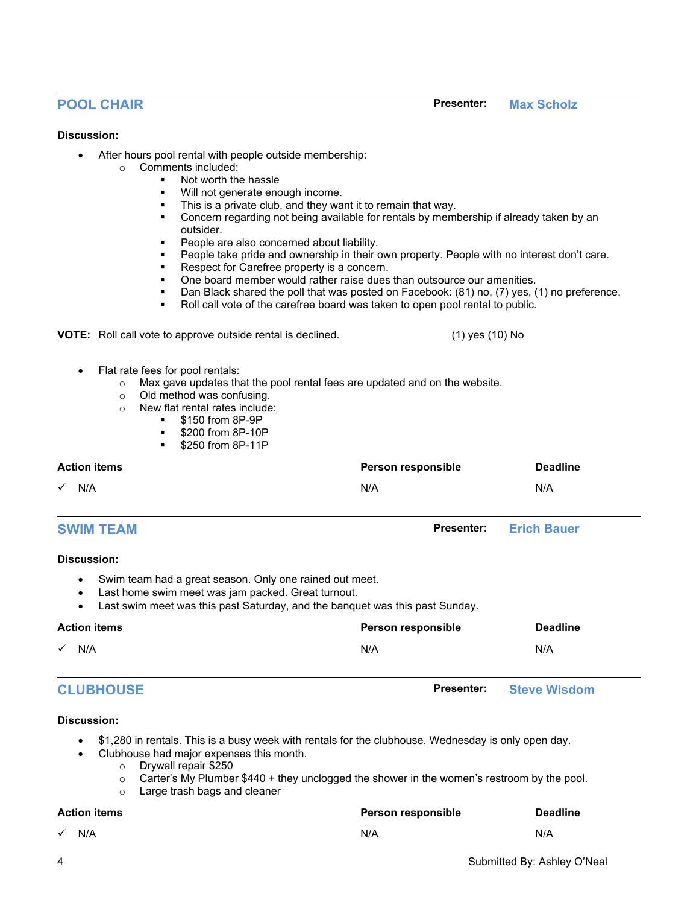## POOL CHAIR

**Presenter:** Max Scholz

**Discussion:**

- After hours pool rental with people outside membership:
  - Comments included:
    - Not worth the hassle
    - Will not generate enough income.
    - This is a private club, and they want it to remain that way.
    - Concern regarding not being available for rentals by membership if already taken by an outsider.
    - People are also concerned about liability.
    - People take pride and ownership in their own property. People with no interest don't care.
    - Respect for Carefree property is a concern.
    - One board member would rather raise dues than outsource our amenities.
    - Dan Black shared the poll that was posted on Facebook: (81) no, (7) yes, (1) no preference.
    - Roll call vote of the carefree board was taken to open pool rental to public.

**VOTE:** Roll call vote to approve outside rental is declined. (1) yes (10) No

- Flat rate fees for pool rentals:
  - Max gave updates that the pool rental fees are updated and on the website.
  - Old method was confusing.
  - New flat rental rates include:
    - $150 from 8P-9P
    - $200 from 8P-10P
    - $250 from 8P-11P

| Action items | Person responsible | Deadline |
|---|---|---|
| ✓ N/A | N/A | N/A |

## SWIM TEAM

**Presenter:** Erich Bauer

**Discussion:**

- Swim team had a great season. Only one rained out meet.
- Last home swim meet was jam packed. Great turnout.
- Last swim meet was this past Saturday, and the banquet was this past Sunday.

| Action items | Person responsible | Deadline |
|---|---|---|
| ✓ N/A | N/A | N/A |

## CLUBHOUSE

**Presenter:** Steve Wisdom

**Discussion:**

- $1,280 in rentals. This is a busy week with rentals for the clubhouse. Wednesday is only open day.
- Clubhouse had major expenses this month.
  - Drywall repair $250
  - Carter's My Plumber $440 + they unclogged the shower in the women's restroom by the pool.
  - Large trash bags and cleaner

| Action items | Person responsible | Deadline |
|---|---|---|
| ✓ N/A | N/A | N/A |

Submitted By: Ashley O'Neal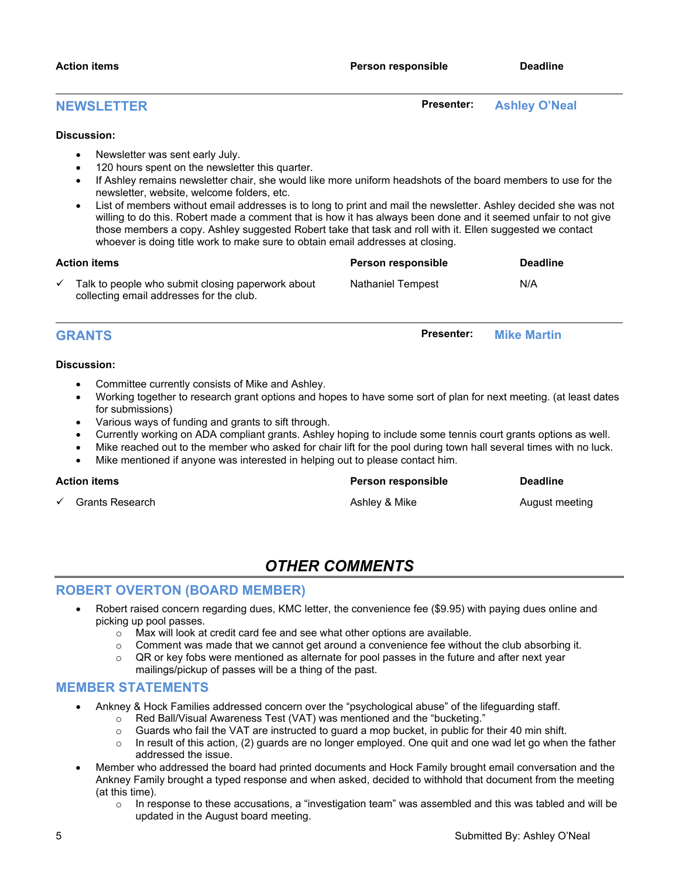| Action items | Person responsible | Deadline |
|---|---|---|

## NEWSLETTER

**Presenter:** Ashley O'Neal

**Discussion:**

- Newsletter was sent early July.
- 120 hours spent on the newsletter this quarter.
- If Ashley remains newsletter chair, she would like more uniform headshots of the board members to use for the newsletter, website, welcome folders, etc.
- List of members without email addresses is to long to print and mail the newsletter. Ashley decided she was not willing to do this. Robert made a comment that is how it has always been done and it seemed unfair to not give those members a copy. Ashley suggested Robert take that task and roll with it. Ellen suggested we contact whoever is doing title work to make sure to obtain email addresses at closing.

| Action items | Person responsible | Deadline |
|---|---|---|
| ✓ Talk to people who submit closing paperwork about collecting email addresses for the club. | Nathaniel Tempest | N/A |

## GRANTS

**Presenter:** Mike Martin

**Discussion:**

- Committee currently consists of Mike and Ashley.
- Working together to research grant options and hopes to have some sort of plan for next meeting. (at least dates for submissions)
- Various ways of funding and grants to sift through.
- Currently working on ADA compliant grants. Ashley hoping to include some tennis court grants options as well.
- Mike reached out to the member who asked for chair lift for the pool during town hall several times with no luck.
- Mike mentioned if anyone was interested in helping out to please contact him.

| Action items | Person responsible | Deadline |
|---|---|---|
| ✓ Grants Research | Ashley & Mike | August meeting |

# *OTHER COMMENTS*

## ROBERT OVERTON (BOARD MEMBER)

- Robert raised concern regarding dues, KMC letter, the convenience fee ($9.95) with paying dues online and picking up pool passes.
  - Max will look at credit card fee and see what other options are available.
  - Comment was made that we cannot get around a convenience fee without the club absorbing it.
  - QR or key fobs were mentioned as alternate for pool passes in the future and after next year mailings/pickup of passes will be a thing of the past.

## MEMBER STATEMENTS

- Ankney & Hock Families addressed concern over the "psychological abuse" of the lifeguarding staff.
  - Red Ball/Visual Awareness Test (VAT) was mentioned and the "bucketing."
  - Guards who fail the VAT are instructed to guard a mop bucket, in public for their 40 min shift.
  - In result of this action, (2) guards are no longer employed. One quit and one wad let go when the father addressed the issue.
- Member who addressed the board had printed documents and Hock Family brought email conversation and the Ankney Family brought a typed response and when asked, decided to withhold that document from the meeting (at this time).
  - In response to these accusations, a "investigation team" was assembled and this was tabled and will be updated in the August board meeting.

Submitted By: Ashley O'Neal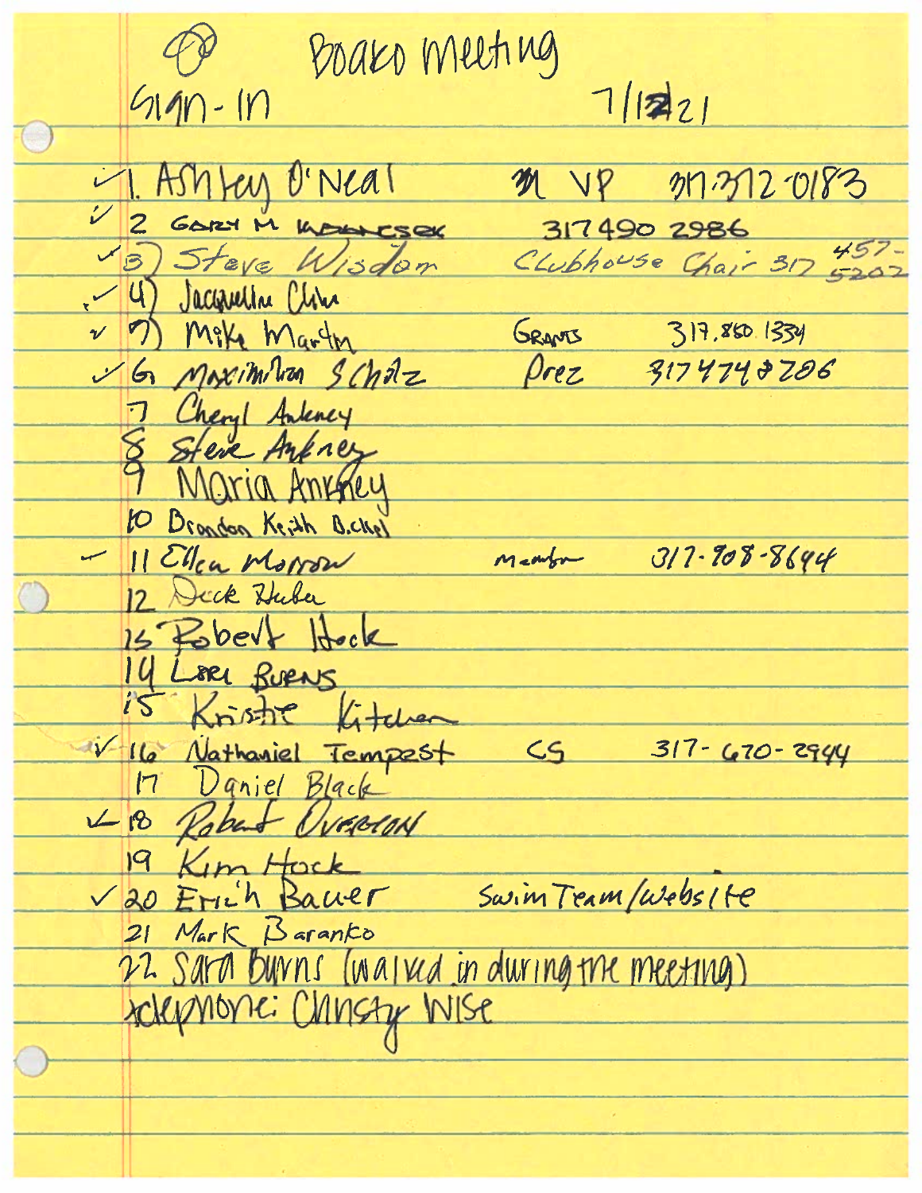# Board Meeting

Sign-in 7/12/21

1. Ashley O'Neal — VP — 317-372-0183
2. Gary M Kovacsek — 317 490 2986
3. Steve Wisdom — Clubhouse Chair 317 457-5202
4. Jacqueline Cline
5. Mike Martin — Grants — 317.850.1334
6. Maximilian Schatz — Prez — 317 474 8286
7. Cheryl Ankney
8. Steve Ankney
9. Maria Ankney
10. Brandon Keith Bechel
11. Ellen Morrow — Member — 317-908-8644
12. Deck Huber
13. Robert Hock
14. Lori Burns
15. Kristie Kitchen
16. Nathaniel Tempest — CS — 317-670-2944
17. Daniel Black
18. Robert Overton
19. Kim Hock
20. Erich Bauer — Swim Team/Website
21. Mark Baranko
22. Sara Burns (walked in during the meeting)

telephone: Christy Wise